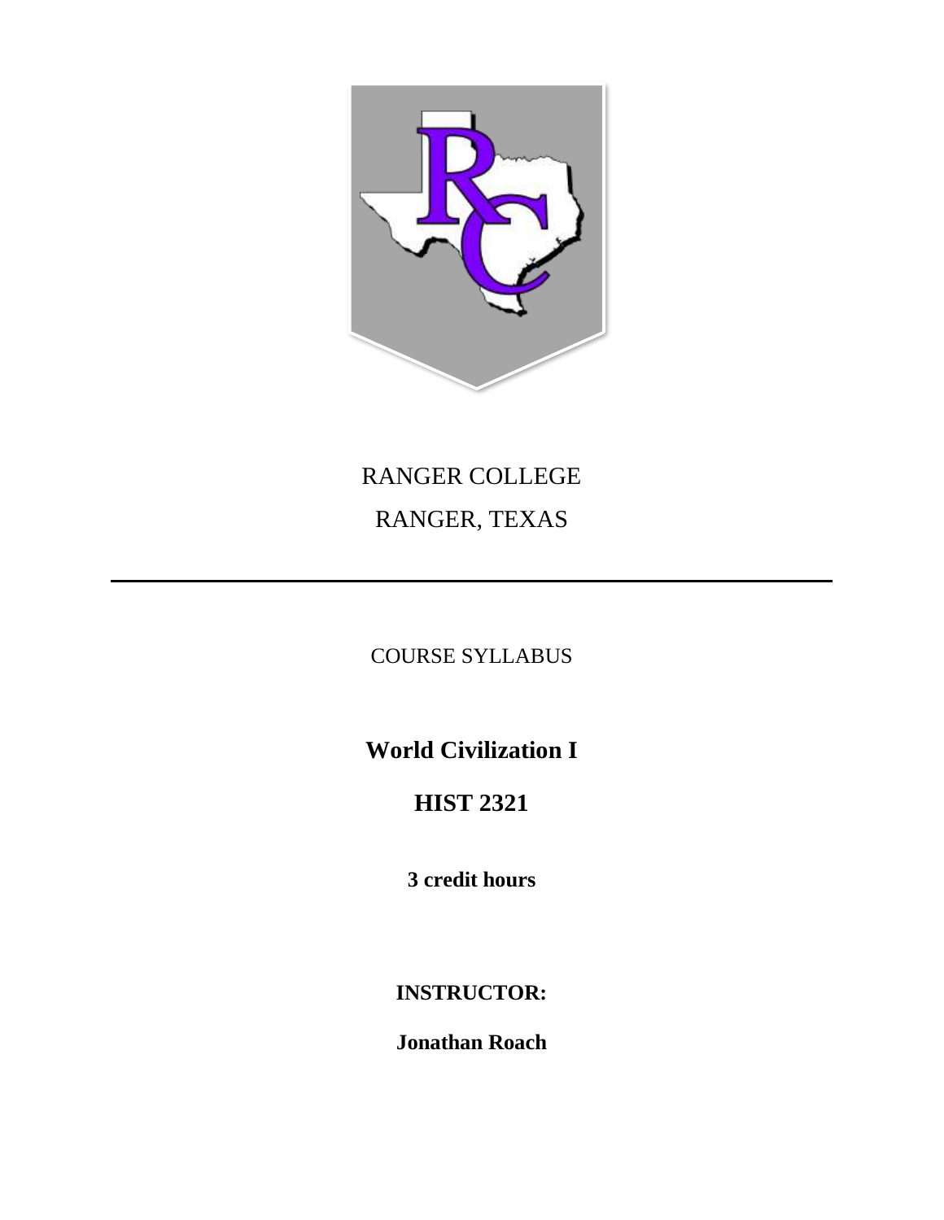RANGER COLLEGE

RANGER, TEXAS

---

COURSE SYLLABUS

# World Civilization I

# HIST 2321

**3 credit hours**

**INSTRUCTOR:**

**Jonathan Roach**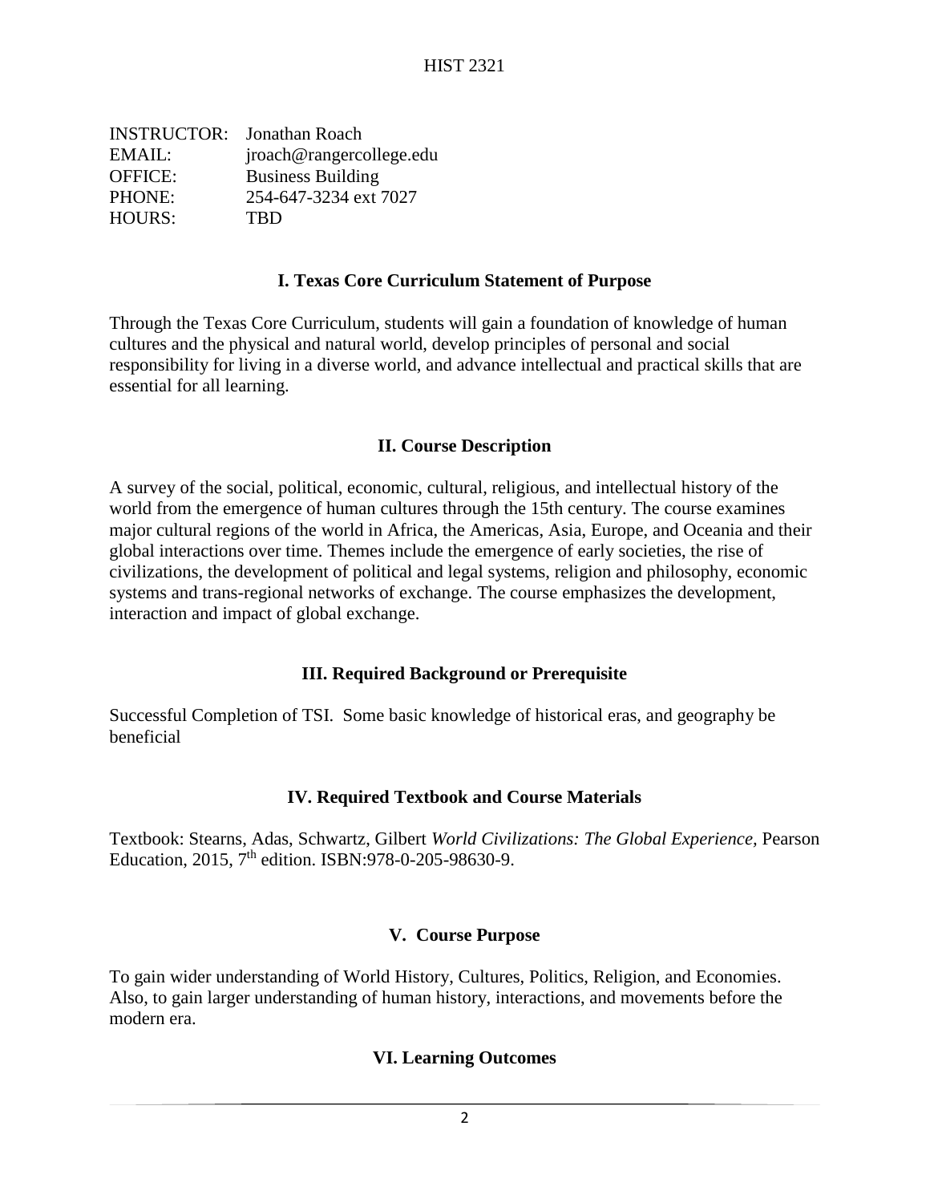HIST 2321

| | |
|---|---|
| INSTRUCTOR: | Jonathan Roach |
| EMAIL: | jroach@rangercollege.edu |
| OFFICE: | Business Building |
| PHONE: | 254-647-3234 ext 7027 |
| HOURS: | TBD |

## I. Texas Core Curriculum Statement of Purpose

Through the Texas Core Curriculum, students will gain a foundation of knowledge of human cultures and the physical and natural world, develop principles of personal and social responsibility for living in a diverse world, and advance intellectual and practical skills that are essential for all learning.

## II. Course Description

A survey of the social, political, economic, cultural, religious, and intellectual history of the world from the emergence of human cultures through the 15th century. The course examines major cultural regions of the world in Africa, the Americas, Asia, Europe, and Oceania and their global interactions over time. Themes include the emergence of early societies, the rise of civilizations, the development of political and legal systems, religion and philosophy, economic systems and trans-regional networks of exchange. The course emphasizes the development, interaction and impact of global exchange.

## III. Required Background or Prerequisite

Successful Completion of TSI. Some basic knowledge of historical eras, and geography be beneficial

## IV. Required Textbook and Course Materials

Textbook: Stearns, Adas, Schwartz, Gilbert *World Civilizations: The Global Experience,* Pearson Education, 2015, 7th edition. ISBN:978-0-205-98630-9.

## V. Course Purpose

To gain wider understanding of World History, Cultures, Politics, Religion, and Economies. Also, to gain larger understanding of human history, interactions, and movements before the modern era.

## VI. Learning Outcomes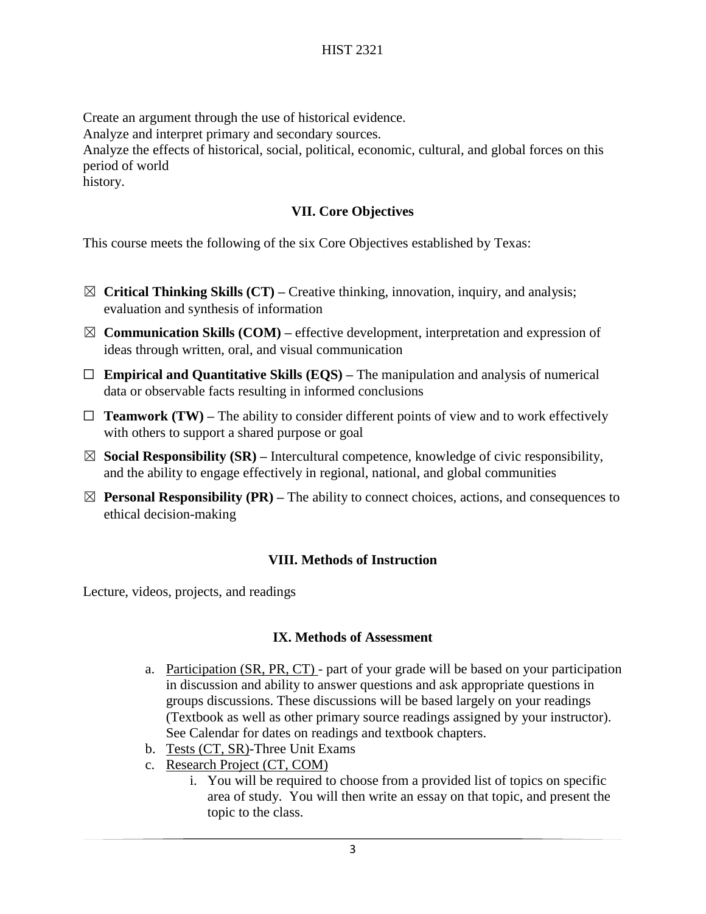Create an argument through the use of historical evidence.
Analyze and interpret primary and secondary sources.
Analyze the effects of historical, social, political, economic, cultural, and global forces on this period of world
history.

## VII. Core Objectives

This course meets the following of the six Core Objectives established by Texas:

- ☒ **Critical Thinking Skills (CT) –** Creative thinking, innovation, inquiry, and analysis; evaluation and synthesis of information
- ☒ **Communication Skills (COM) –** effective development, interpretation and expression of ideas through written, oral, and visual communication
- ☐ **Empirical and Quantitative Skills (EQS) –** The manipulation and analysis of numerical data or observable facts resulting in informed conclusions
- ☐ **Teamwork (TW) –** The ability to consider different points of view and to work effectively with others to support a shared purpose or goal
- ☒ **Social Responsibility (SR) –** Intercultural competence, knowledge of civic responsibility, and the ability to engage effectively in regional, national, and global communities
- ☒ **Personal Responsibility (PR) –** The ability to connect choices, actions, and consequences to ethical decision-making

## VIII. Methods of Instruction

Lecture, videos, projects, and readings

## IX. Methods of Assessment

a. Participation (SR, PR, CT) - part of your grade will be based on your participation in discussion and ability to answer questions and ask appropriate questions in groups discussions. These discussions will be based largely on your readings (Textbook as well as other primary source readings assigned by your instructor). See Calendar for dates on readings and textbook chapters.
b. Tests (CT, SR)-Three Unit Exams
c. Research Project (CT, COM)
    i. You will be required to choose from a provided list of topics on specific area of study. You will then write an essay on that topic, and present the topic to the class.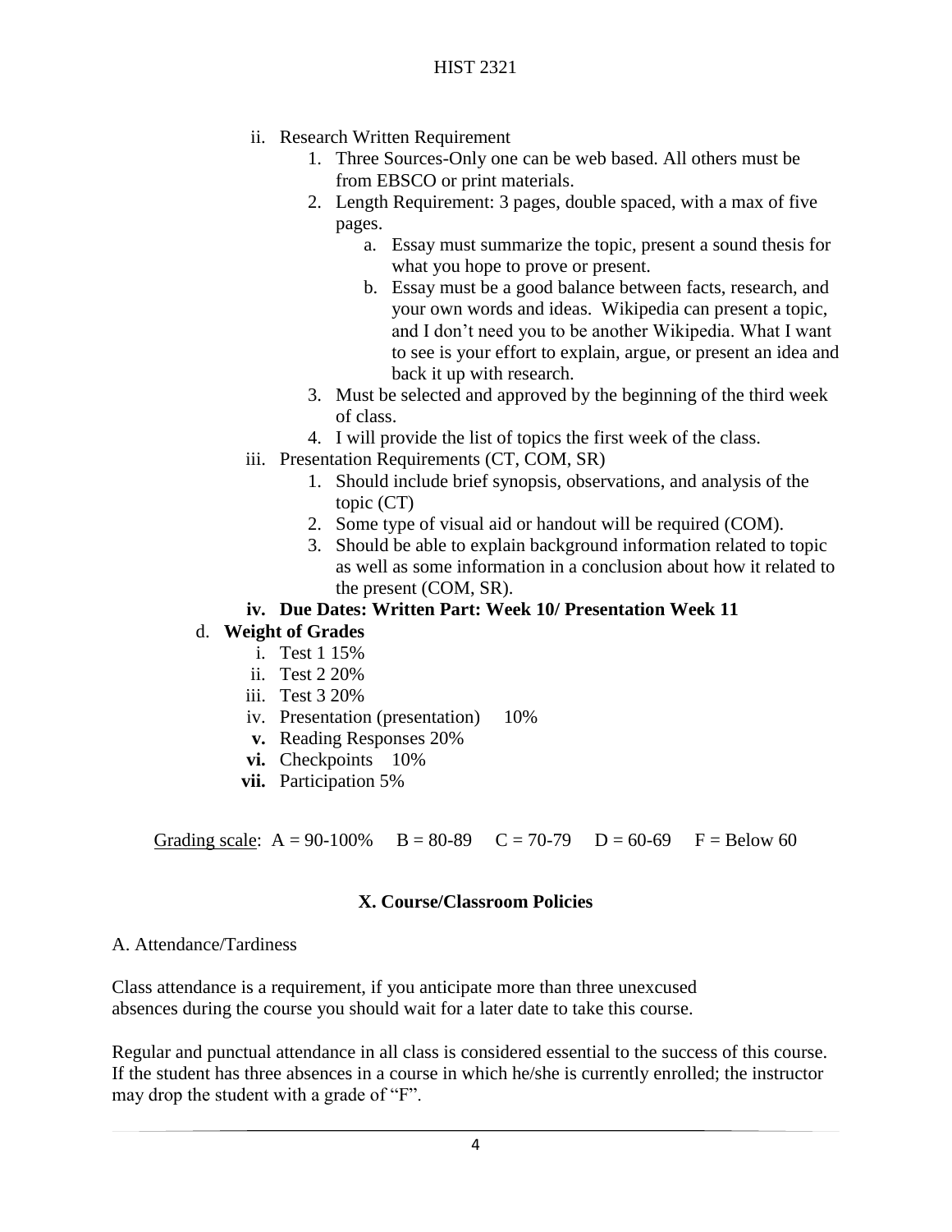- ii. Research Written Requirement
    1. Three Sources-Only one can be web based. All others must be from EBSCO or print materials.
    2. Length Requirement: 3 pages, double spaced, with a max of five pages.
        - a. Essay must summarize the topic, present a sound thesis for what you hope to prove or present.
        - b. Essay must be a good balance between facts, research, and your own words and ideas. Wikipedia can present a topic, and I don't need you to be another Wikipedia. What I want to see is your effort to explain, argue, or present an idea and back it up with research.
    3. Must be selected and approved by the beginning of the third week of class.
    4. I will provide the list of topics the first week of the class.
- iii. Presentation Requirements (CT, COM, SR)
    1. Should include brief synopsis, observations, and analysis of the topic (CT)
    2. Some type of visual aid or handout will be required (COM).
    3. Should be able to explain background information related to topic as well as some information in a conclusion about how it related to the present (COM, SR).
- **iv. Due Dates: Written Part: Week 10/ Presentation Week 11**

d. **Weight of Grades**

- i. Test 1 15%
- ii. Test 2 20%
- iii. Test 3 20%
- iv. Presentation (presentation) 10%
- **v.** Reading Responses 20%
- **vi.** Checkpoints 10%
- **vii.** Participation 5%

<u>Grading scale</u>: A = 90-100% B = 80-89 C = 70-79 D = 60-69 F = Below 60

## X. Course/Classroom Policies

A. Attendance/Tardiness

Class attendance is a requirement, if you anticipate more than three unexcused absences during the course you should wait for a later date to take this course.

Regular and punctual attendance in all class is considered essential to the success of this course. If the student has three absences in a course in which he/she is currently enrolled; the instructor may drop the student with a grade of "F".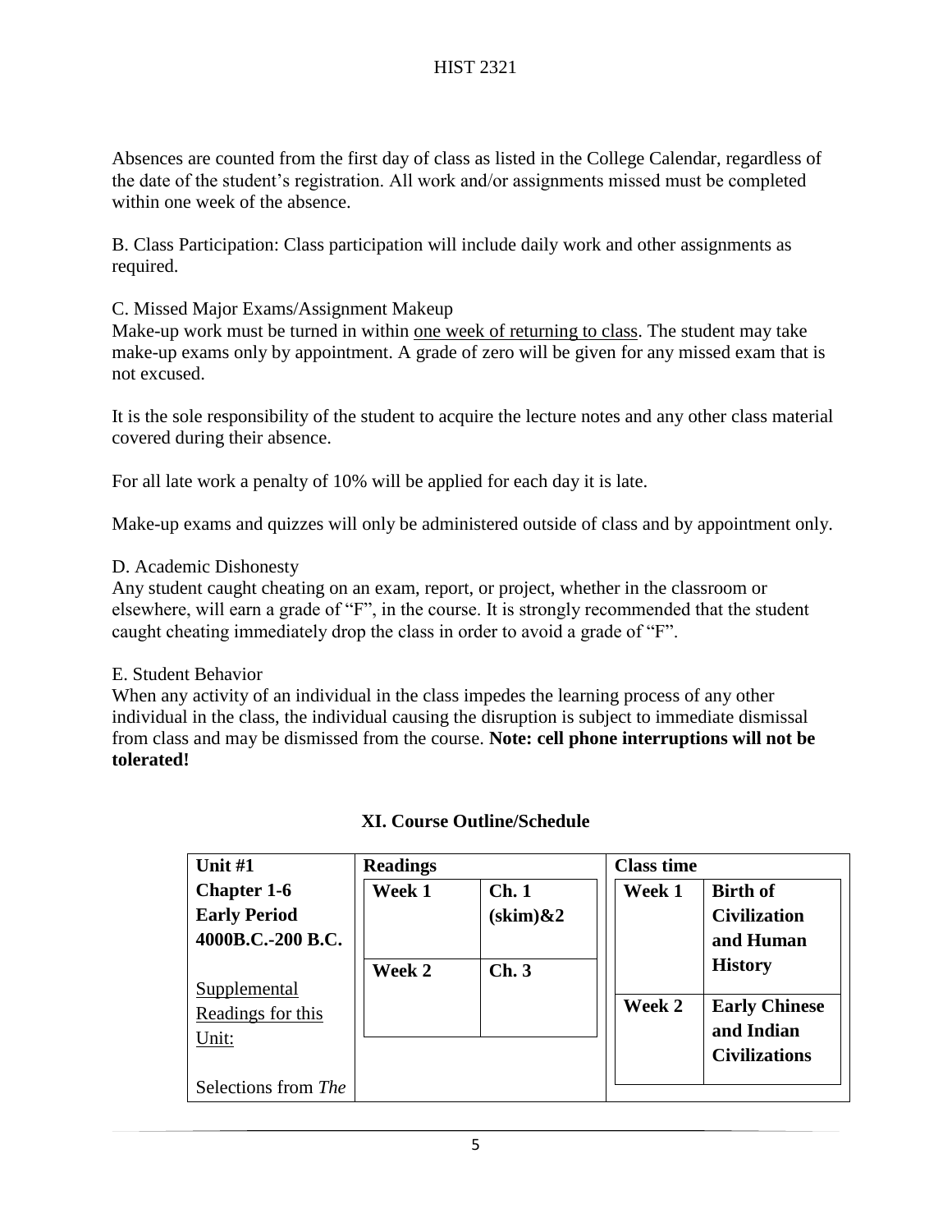Absences are counted from the first day of class as listed in the College Calendar, regardless of the date of the student's registration. All work and/or assignments missed must be completed within one week of the absence.

B. Class Participation: Class participation will include daily work and other assignments as required.

C. Missed Major Exams/Assignment Makeup

Make-up work must be turned in within <u>one week of returning to class</u>. The student may take make-up exams only by appointment. A grade of zero will be given for any missed exam that is not excused.

It is the sole responsibility of the student to acquire the lecture notes and any other class material covered during their absence.

For all late work a penalty of 10% will be applied for each day it is late.

Make-up exams and quizzes will only be administered outside of class and by appointment only.

D. Academic Dishonesty

Any student caught cheating on an exam, report, or project, whether in the classroom or elsewhere, will earn a grade of "F", in the course. It is strongly recommended that the student caught cheating immediately drop the class in order to avoid a grade of "F".

E. Student Behavior

When any activity of an individual in the class impedes the learning process of any other individual in the class, the individual causing the disruption is subject to immediate dismissal from class and may be dismissed from the course. **Note: cell phone interruptions will not be tolerated!**

## XI. Course Outline/Schedule

| Unit #1 | Readings | | Class time | |
|---|---|---|---|---|
| **Chapter 1-6 Early Period 4000B.C.-200 B.C.** | **Week 1** | **Ch. 1 (skim)&2** | **Week 1** | **Birth of Civilization and Human History** |
| <u>Supplemental Readings for this Unit:</u> | **Week 2** | **Ch. 3** | **Week 2** | **Early Chinese and Indian Civilizations** |
| Selections from *The* | | | | |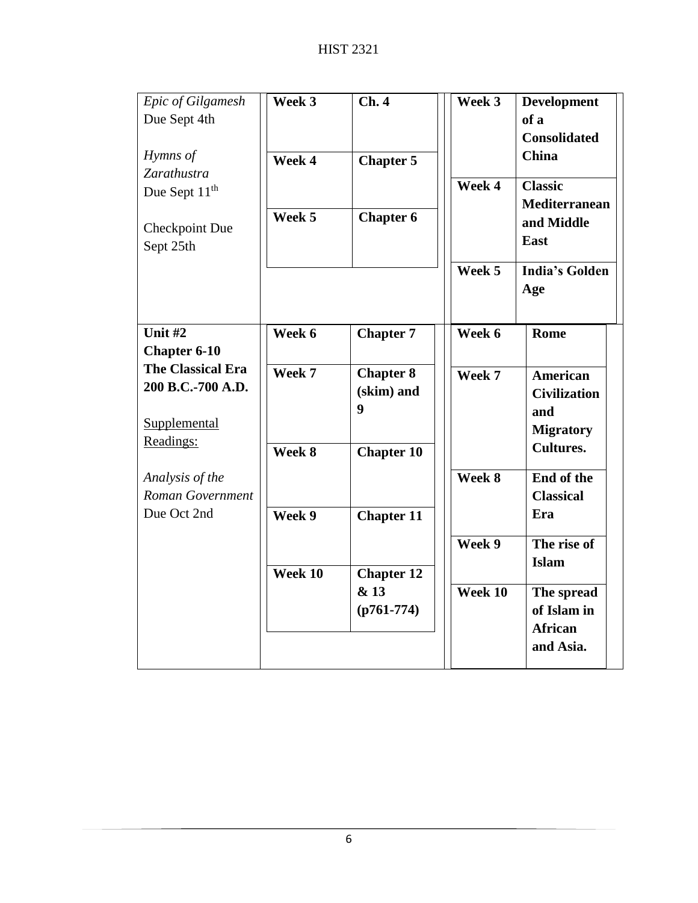| | | | | |
|---|---|---|---|---|
| *Epic of Gilgamesh* Due Sept 4th<br><br>*Hymns of Zarathustra* Due Sept 11th<br><br>Checkpoint Due Sept 25th | **Week 3** | **Ch. 4** | **Week 3** | **Development of a Consolidated China** |
| | **Week 4** | **Chapter 5** | **Week 4** | **Classic Mediterranean and Middle East** |
| | **Week 5** | **Chapter 6** | **Week 5** | **India's Golden Age** |
| **Unit #2**<br>**Chapter 6-10**<br>**The Classical Era 200 B.C.-700 A.D.**<br><br>Supplemental Readings:<br><br>*Analysis of the Roman Government* Due Oct 2nd | **Week 6** | **Chapter 7** | **Week 6** | **Rome** |
| | **Week 7** | **Chapter 8 (skim) and 9** | **Week 7** | **American Civilization and Migratory Cultures.** |
| | **Week 8** | **Chapter 10** | **Week 8** | **End of the Classical Era** |
| | **Week 9** | **Chapter 11** | **Week 9** | **The rise of Islam** |
| | **Week 10** | **Chapter 12 & 13 (p761-774)** | **Week 10** | **The spread of Islam in African and Asia.** |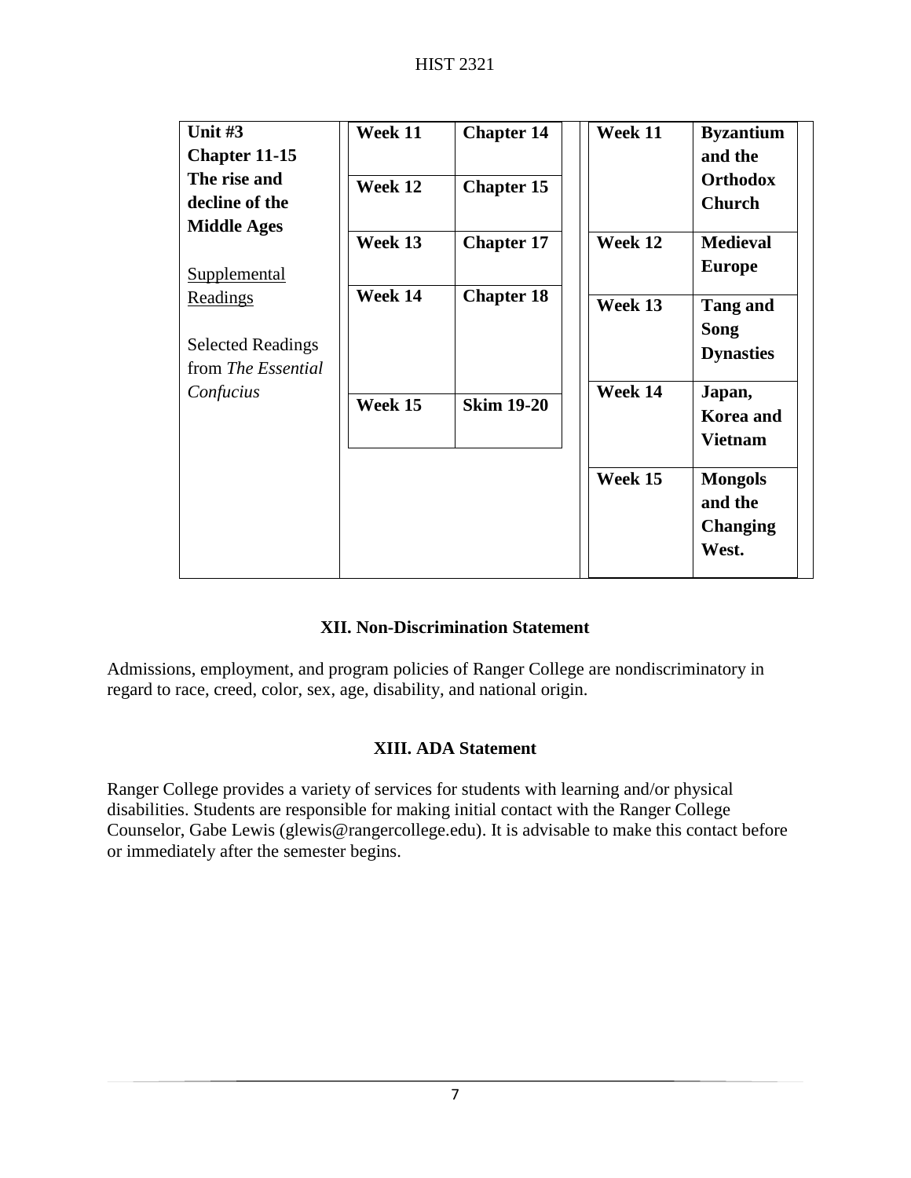| | | | | |
|---|---|---|---|---|
| **Unit #3 Chapter 11-15 The rise and decline of the Middle Ages**<br><br><u>Supplemental Readings</u><br><br>Selected Readings from *The Essential Confucius* | **Week 11** | **Chapter 14** | **Week 11** | **Byzantium and the Orthodox Church** |
| | **Week 12** | **Chapter 15** | **Week 12** | **Medieval Europe** |
| | **Week 13** | **Chapter 17** | **Week 13** | **Tang and Song Dynasties** |
| | **Week 14** | **Chapter 18** | **Week 14** | **Japan, Korea and Vietnam** |
| | **Week 15** | **Skim 19-20** | **Week 15** | **Mongols and the Changing West.** |

### XII. Non-Discrimination Statement

Admissions, employment, and program policies of Ranger College are nondiscriminatory in regard to race, creed, color, sex, age, disability, and national origin.

### XIII. ADA Statement

Ranger College provides a variety of services for students with learning and/or physical disabilities. Students are responsible for making initial contact with the Ranger College Counselor, Gabe Lewis (glewis@rangercollege.edu). It is advisable to make this contact before or immediately after the semester begins.